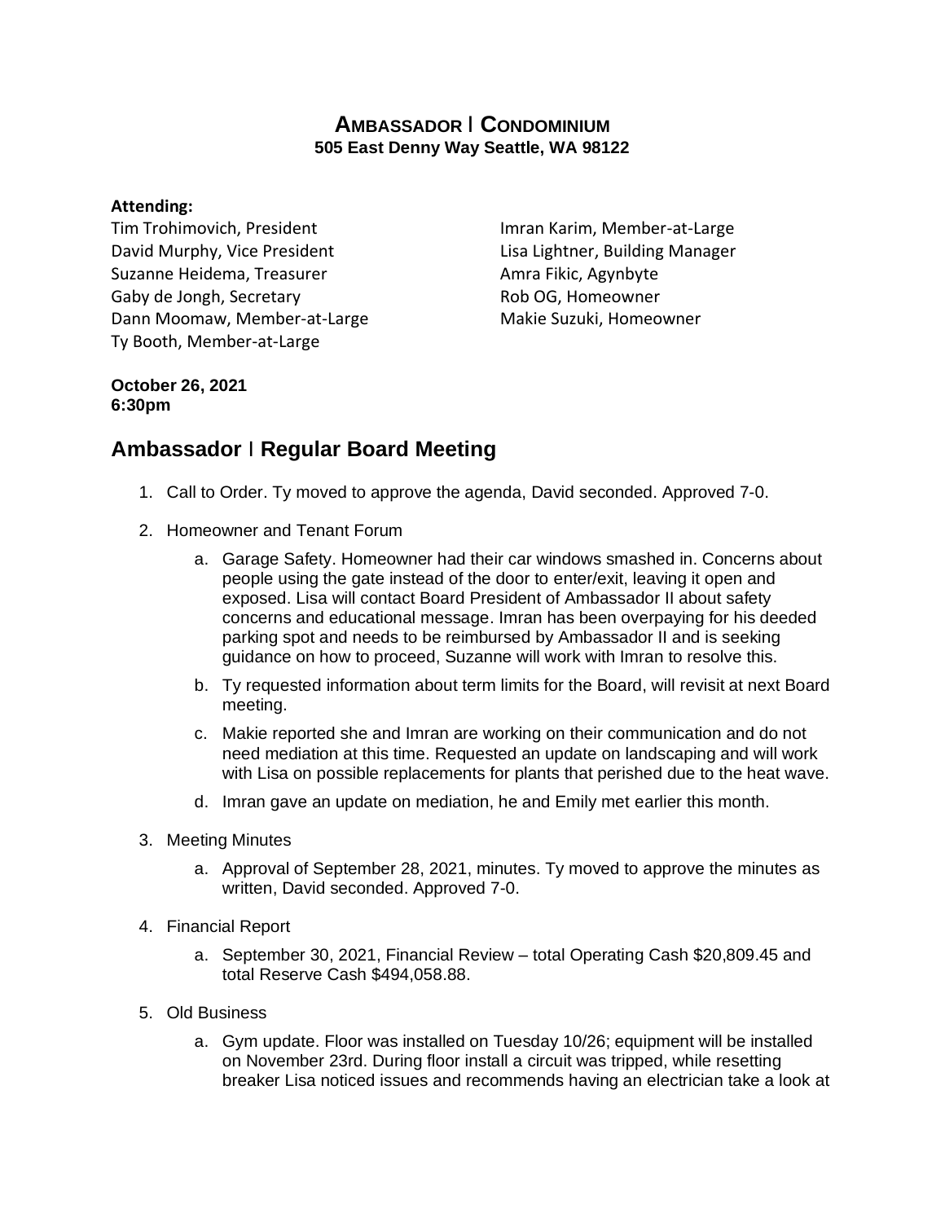# Ambassador I Condominium
**505 East Denny Way Seattle, WA 98122**

**Attending:**
Tim Trohimovich, President
David Murphy, Vice President
Suzanne Heidema, Treasurer
Gaby de Jongh, Secretary
Dann Moomaw, Member-at-Large
Ty Booth, Member-at-Large
Imran Karim, Member-at-Large
Lisa Lightner, Building Manager
Amra Fikic, Agynbyte
Rob OG, Homeowner
Makie Suzuki, Homeowner

**October 26, 2021**
**6:30pm**

## Ambassador I Regular Board Meeting

1. Call to Order. Ty moved to approve the agenda, David seconded. Approved 7-0.
2. Homeowner and Tenant Forum
    a. Garage Safety. Homeowner had their car windows smashed in. Concerns about people using the gate instead of the door to enter/exit, leaving it open and exposed. Lisa will contact Board President of Ambassador II about safety concerns and educational message. Imran has been overpaying for his deeded parking spot and needs to be reimbursed by Ambassador II and is seeking guidance on how to proceed, Suzanne will work with Imran to resolve this.
    b. Ty requested information about term limits for the Board, will revisit at next Board meeting.
    c. Makie reported she and Imran are working on their communication and do not need mediation at this time. Requested an update on landscaping and will work with Lisa on possible replacements for plants that perished due to the heat wave.
    d. Imran gave an update on mediation, he and Emily met earlier this month.
3. Meeting Minutes
    a. Approval of September 28, 2021, minutes. Ty moved to approve the minutes as written, David seconded. Approved 7-0.
4. Financial Report
    a. September 30, 2021, Financial Review – total Operating Cash $20,809.45 and total Reserve Cash $494,058.88.
5. Old Business
    a. Gym update. Floor was installed on Tuesday 10/26; equipment will be installed on November 23rd. During floor install a circuit was tripped, while resetting breaker Lisa noticed issues and recommends having an electrician take a look at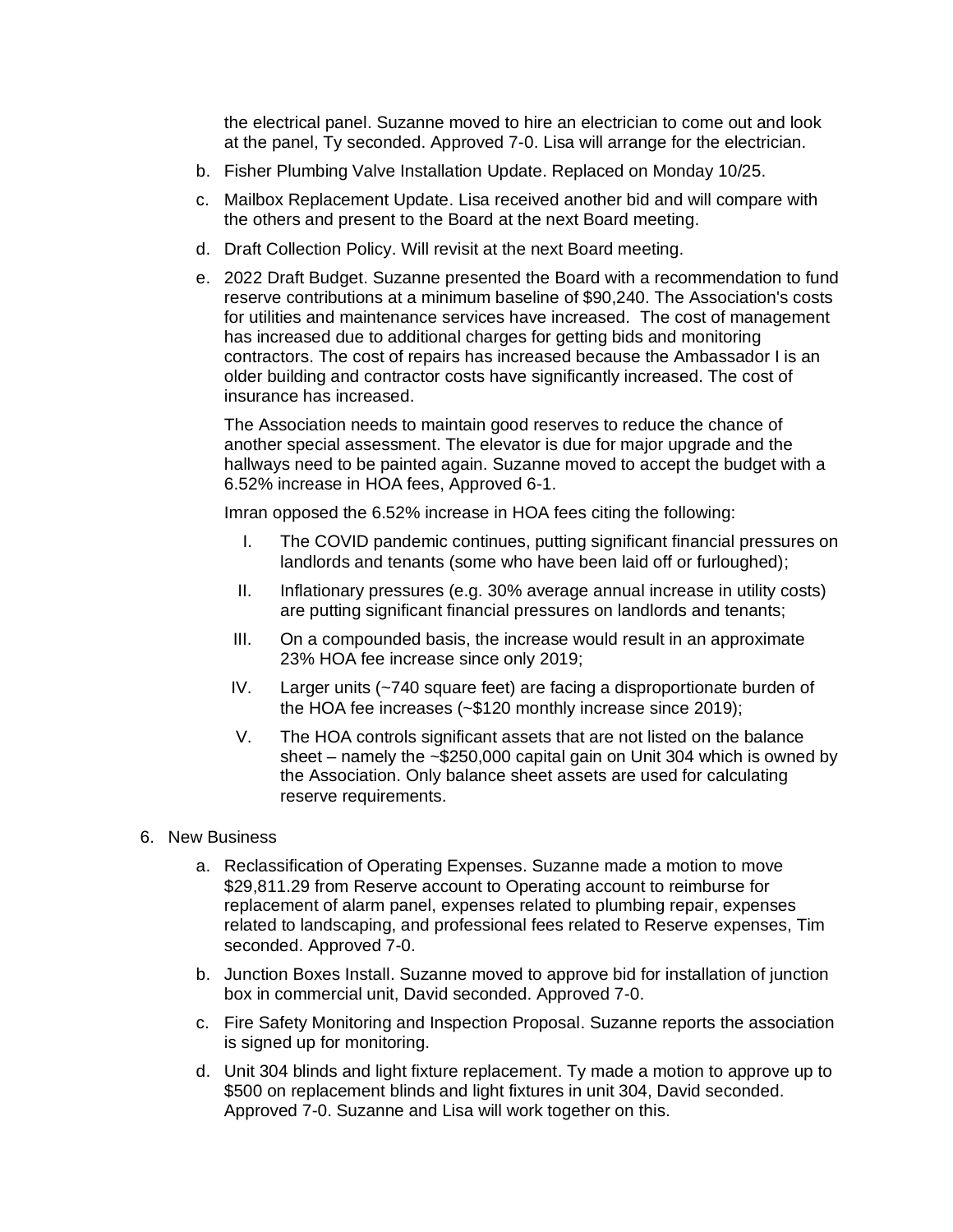the electrical panel. Suzanne moved to hire an electrician to come out and look at the panel, Ty seconded. Approved 7-0. Lisa will arrange for the electrician.

b. Fisher Plumbing Valve Installation Update. Replaced on Monday 10/25.

c. Mailbox Replacement Update. Lisa received another bid and will compare with the others and present to the Board at the next Board meeting.

d. Draft Collection Policy. Will revisit at the next Board meeting.

e. 2022 Draft Budget. Suzanne presented the Board with a recommendation to fund reserve contributions at a minimum baseline of $90,240. The Association's costs for utilities and maintenance services have increased. The cost of management has increased due to additional charges for getting bids and monitoring contractors. The cost of repairs has increased because the Ambassador I is an older building and contractor costs have significantly increased. The cost of insurance has increased.

   The Association needs to maintain good reserves to reduce the chance of another special assessment. The elevator is due for major upgrade and the hallways need to be painted again. Suzanne moved to accept the budget with a 6.52% increase in HOA fees, Approved 6-1.

   Imran opposed the 6.52% increase in HOA fees citing the following:

   I. The COVID pandemic continues, putting significant financial pressures on landlords and tenants (some who have been laid off or furloughed);
   II. Inflationary pressures (e.g. 30% average annual increase in utility costs) are putting significant financial pressures on landlords and tenants;
   III. On a compounded basis, the increase would result in an approximate 23% HOA fee increase since only 2019;
   IV. Larger units (~740 square feet) are facing a disproportionate burden of the HOA fee increases (~$120 monthly increase since 2019);
   V. The HOA controls significant assets that are not listed on the balance sheet – namely the ~$250,000 capital gain on Unit 304 which is owned by the Association. Only balance sheet assets are used for calculating reserve requirements.

6. New Business

   a. Reclassification of Operating Expenses. Suzanne made a motion to move $29,811.29 from Reserve account to Operating account to reimburse for replacement of alarm panel, expenses related to plumbing repair, expenses related to landscaping, and professional fees related to Reserve expenses, Tim seconded. Approved 7-0.

   b. Junction Boxes Install. Suzanne moved to approve bid for installation of junction box in commercial unit, David seconded. Approved 7-0.

   c. Fire Safety Monitoring and Inspection Proposal. Suzanne reports the association is signed up for monitoring.

   d. Unit 304 blinds and light fixture replacement. Ty made a motion to approve up to $500 on replacement blinds and light fixtures in unit 304, David seconded. Approved 7-0. Suzanne and Lisa will work together on this.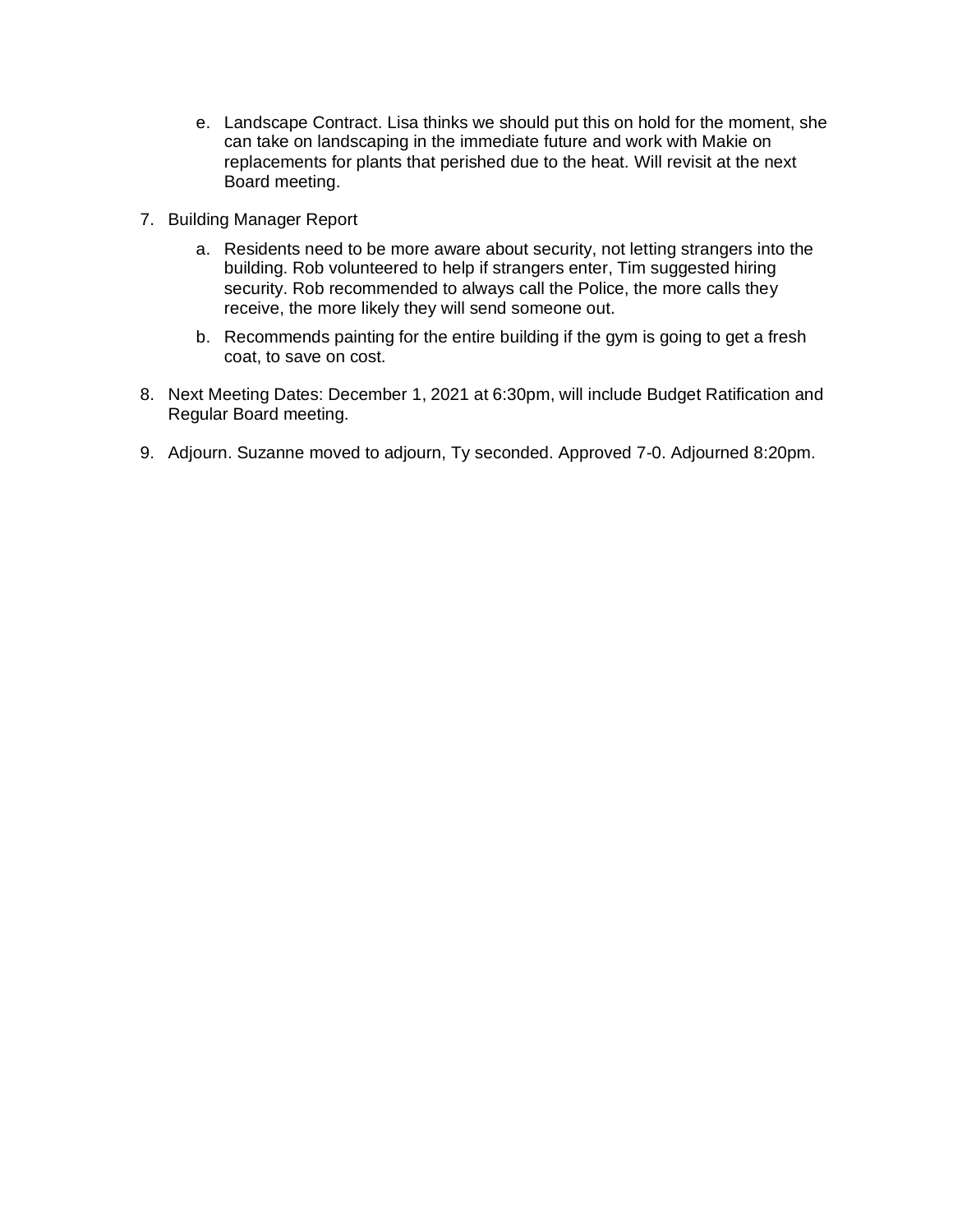e. Landscape Contract. Lisa thinks we should put this on hold for the moment, she can take on landscaping in the immediate future and work with Makie on replacements for plants that perished due to the heat. Will revisit at the next Board meeting.

7. Building Manager Report

   a. Residents need to be more aware about security, not letting strangers into the building. Rob volunteered to help if strangers enter, Tim suggested hiring security. Rob recommended to always call the Police, the more calls they receive, the more likely they will send someone out.

   b. Recommends painting for the entire building if the gym is going to get a fresh coat, to save on cost.

8. Next Meeting Dates: December 1, 2021 at 6:30pm, will include Budget Ratification and Regular Board meeting.

9. Adjourn. Suzanne moved to adjourn, Ty seconded. Approved 7-0. Adjourned 8:20pm.